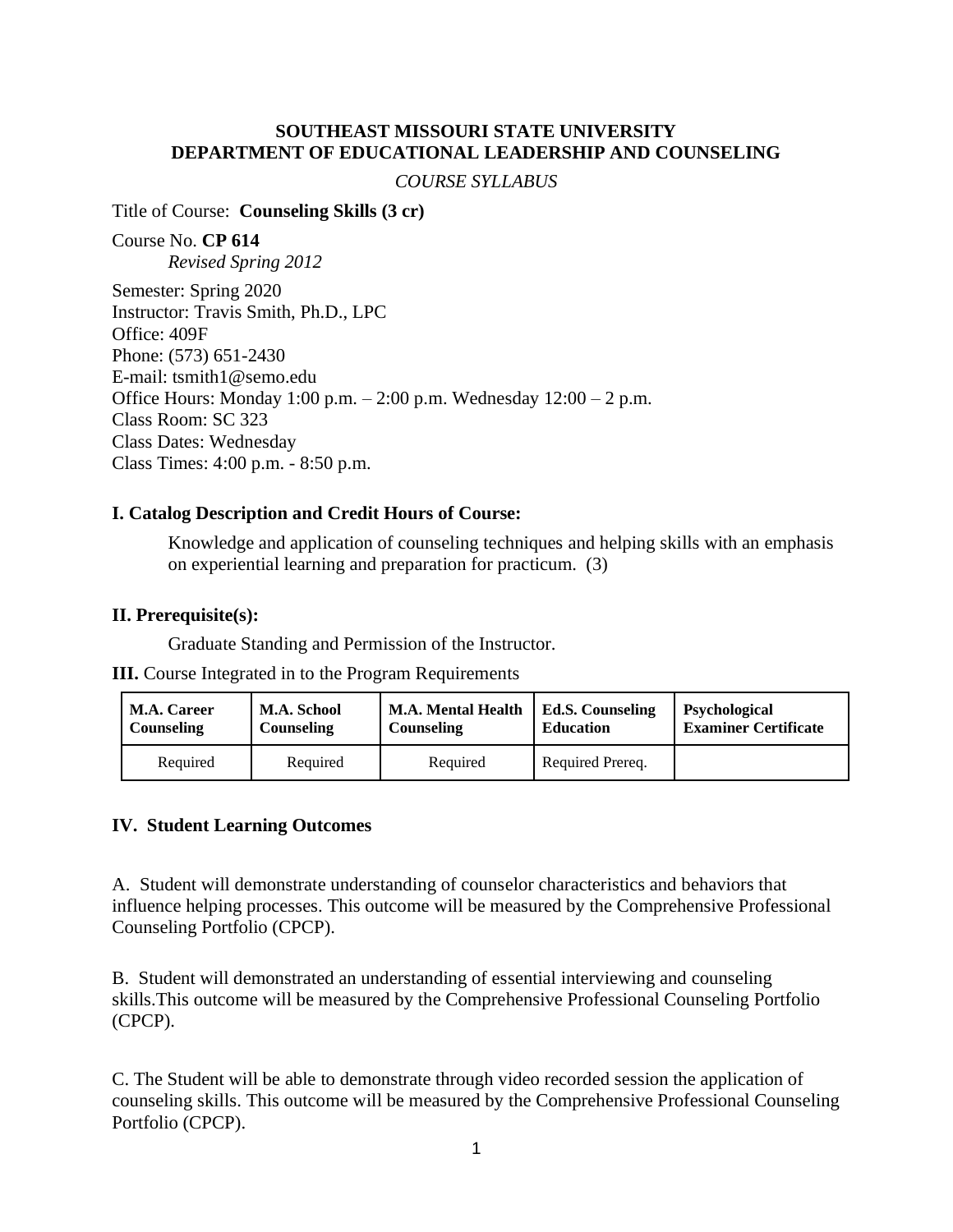**SOUTHEAST MISSOURI STATE UNIVERSITY**
**DEPARTMENT OF EDUCATIONAL LEADERSHIP AND COUNSELING**

*COURSE SYLLABUS*

Title of Course: **Counseling Skills (3 cr)**

Course No. **CP 614**
*Revised Spring 2012*

Semester: Spring 2020
Instructor: Travis Smith, Ph.D., LPC
Office: 409F
Phone: (573) 651-2430
E-mail: tsmith1@semo.edu
Office Hours: Monday 1:00 p.m. – 2:00 p.m. Wednesday 12:00 – 2 p.m.
Class Room: SC 323
Class Dates: Wednesday
Class Times: 4:00 p.m. - 8:50 p.m.

## I. Catalog Description and Credit Hours of Course:

Knowledge and application of counseling techniques and helping skills with an emphasis on experiential learning and preparation for practicum. (3)

## II. Prerequisite(s):

Graduate Standing and Permission of the Instructor.

**III.** Course Integrated in to the Program Requirements

| M.A. Career Counseling | M.A. School Counseling | M.A. Mental Health Counseling | Ed.S. Counseling Education | Psychological Examiner Certificate |
|---|---|---|---|---|
| Required | Required | Required | Required Prereq. | |

## IV. Student Learning Outcomes

A. Student will demonstrate understanding of counselor characteristics and behaviors that influence helping processes. This outcome will be measured by the Comprehensive Professional Counseling Portfolio (CPCP).

B. Student will demonstrated an understanding of essential interviewing and counseling skills.This outcome will be measured by the Comprehensive Professional Counseling Portfolio (CPCP).

C. The Student will be able to demonstrate through video recorded session the application of counseling skills. This outcome will be measured by the Comprehensive Professional Counseling Portfolio (CPCP).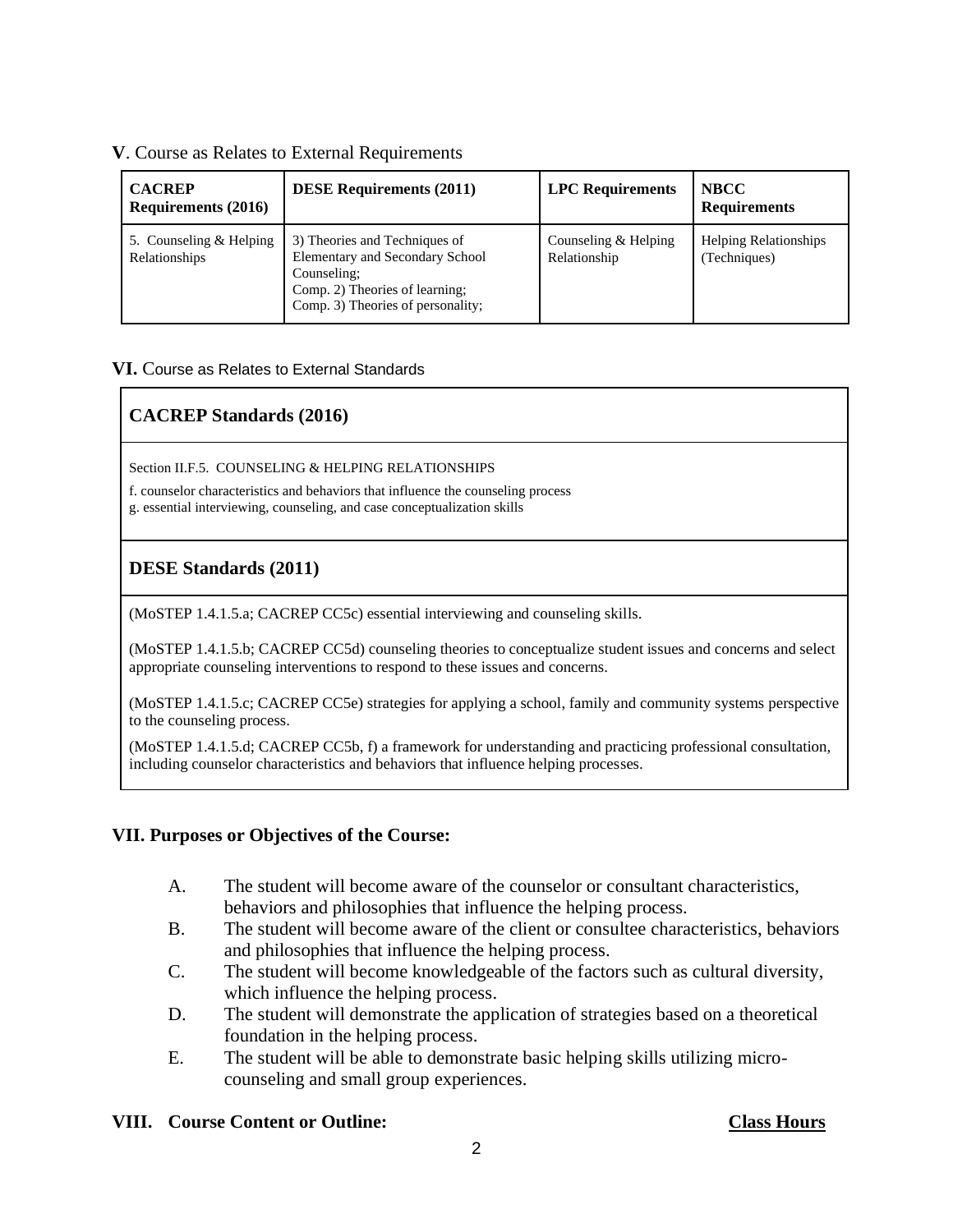**V**. Course as Relates to External Requirements

| **CACREP Requirements (2016)** | **DESE Requirements (2011)** | **LPC Requirements** | **NBCC Requirements** |
|---|---|---|---|
| 5. Counseling & Helping Relationships | 3) Theories and Techniques of Elementary and Secondary School Counseling;<br>Comp. 2) Theories of learning;<br>Comp. 3) Theories of personality; | Counseling & Helping Relationship | Helping Relationships (Techniques) |

**VI.** Course as Relates to External Standards

**CACREP Standards (2016)**

Section II.F.5. COUNSELING & HELPING RELATIONSHIPS

f. counselor characteristics and behaviors that influence the counseling process
g. essential interviewing, counseling, and case conceptualization skills

**DESE Standards (2011)**

(MoSTEP 1.4.1.5.a; CACREP CC5c) essential interviewing and counseling skills.

(MoSTEP 1.4.1.5.b; CACREP CC5d) counseling theories to conceptualize student issues and concerns and select appropriate counseling interventions to respond to these issues and concerns.

(MoSTEP 1.4.1.5.c; CACREP CC5e) strategies for applying a school, family and community systems perspective to the counseling process.

(MoSTEP 1.4.1.5.d; CACREP CC5b, f) a framework for understanding and practicing professional consultation, including counselor characteristics and behaviors that influence helping processes.

## VII. Purposes or Objectives of the Course:

A. The student will become aware of the counselor or consultant characteristics, behaviors and philosophies that influence the helping process.

B. The student will become aware of the client or consultee characteristics, behaviors and philosophies that influence the helping process.

C. The student will become knowledgeable of the factors such as cultural diversity, which influence the helping process.

D. The student will demonstrate the application of strategies based on a theoretical foundation in the helping process.

E. The student will be able to demonstrate basic helping skills utilizing micro-counseling and small group experiences.

## VIII. Course Content or Outline: Class Hours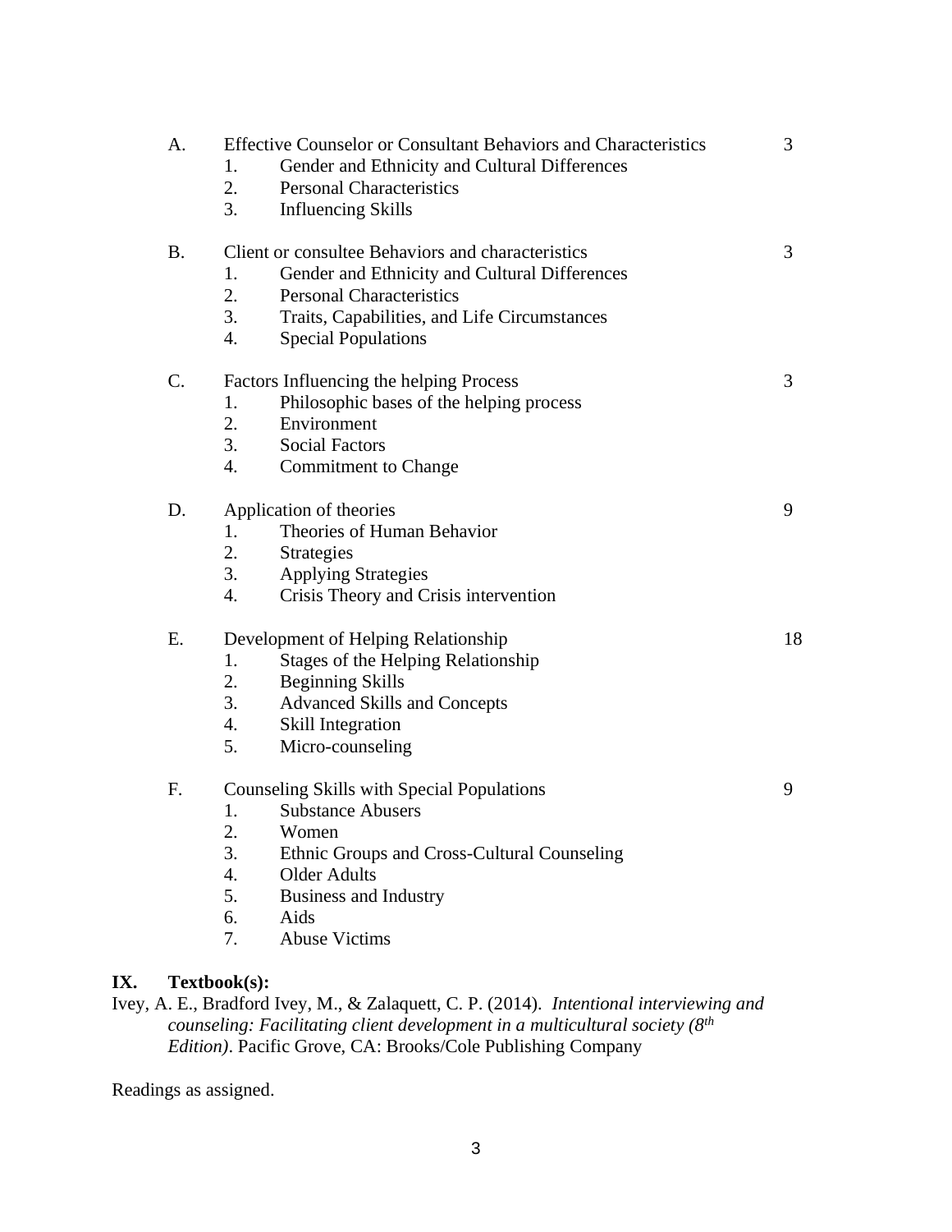A. Effective Counselor or Consultant Behaviors and Characteristics — 3

1. Gender and Ethnicity and Cultural Differences
2. Personal Characteristics
3. Influencing Skills

B. Client or consultee Behaviors and characteristics — 3

1. Gender and Ethnicity and Cultural Differences
2. Personal Characteristics
3. Traits, Capabilities, and Life Circumstances
4. Special Populations

C. Factors Influencing the helping Process — 3

1. Philosophic bases of the helping process
2. Environment
3. Social Factors
4. Commitment to Change

D. Application of theories — 9

1. Theories of Human Behavior
2. Strategies
3. Applying Strategies
4. Crisis Theory and Crisis intervention

E. Development of Helping Relationship — 18

1. Stages of the Helping Relationship
2. Beginning Skills
3. Advanced Skills and Concepts
4. Skill Integration
5. Micro-counseling

F. Counseling Skills with Special Populations — 9

1. Substance Abusers
2. Women
3. Ethnic Groups and Cross-Cultural Counseling
4. Older Adults
5. Business and Industry
6. Aids
7. Abuse Victims

## IX. Textbook(s):

Ivey, A. E., Bradford Ivey, M., & Zalaquett, C. P. (2014). *Intentional interviewing and counseling: Facilitating client development in a multicultural society (8th Edition)*. Pacific Grove, CA: Brooks/Cole Publishing Company

Readings as assigned.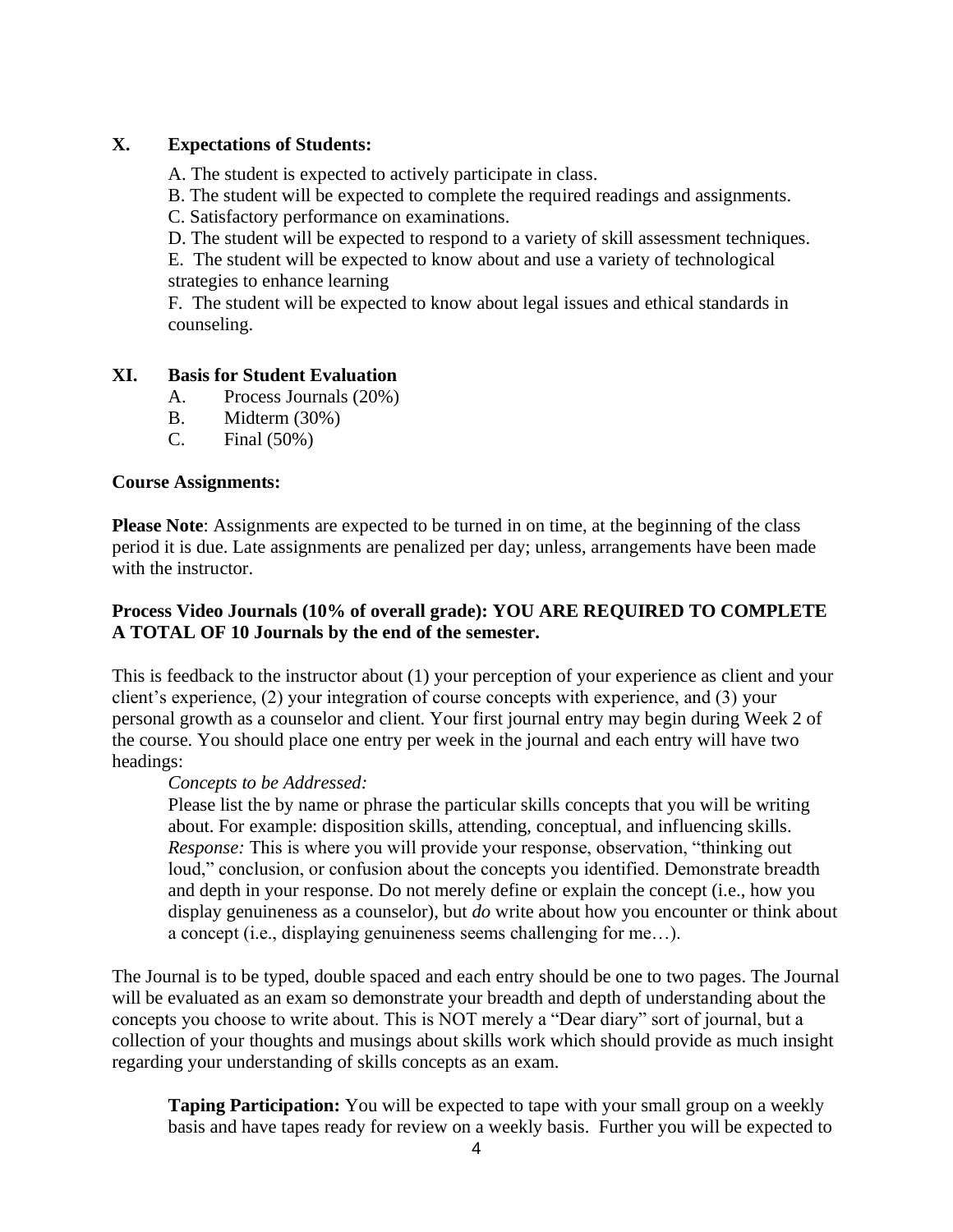## X. Expectations of Students:

A. The student is expected to actively participate in class.
B. The student will be expected to complete the required readings and assignments.
C. Satisfactory performance on examinations.
D. The student will be expected to respond to a variety of skill assessment techniques.
E. The student will be expected to know about and use a variety of technological strategies to enhance learning
F. The student will be expected to know about legal issues and ethical standards in counseling.

## XI. Basis for Student Evaluation

A. Process Journals (20%)
B. Midterm (30%)
C. Final (50%)

**Course Assignments:**

**Please Note**: Assignments are expected to be turned in on time, at the beginning of the class period it is due. Late assignments are penalized per day; unless, arrangements have been made with the instructor.

**Process Video Journals (10% of overall grade): YOU ARE REQUIRED TO COMPLETE A TOTAL OF 10 Journals by the end of the semester.**

This is feedback to the instructor about (1) your perception of your experience as client and your client's experience, (2) your integration of course concepts with experience, and (3) your personal growth as a counselor and client. Your first journal entry may begin during Week 2 of the course. You should place one entry per week in the journal and each entry will have two headings:

> *Concepts to be Addressed:*
> Please list the by name or phrase the particular skills concepts that you will be writing about. For example: disposition skills, attending, conceptual, and influencing skills.
> *Response:* This is where you will provide your response, observation, "thinking out loud," conclusion, or confusion about the concepts you identified. Demonstrate breadth and depth in your response. Do not merely define or explain the concept (i.e., how you display genuineness as a counselor), but *do* write about how you encounter or think about a concept (i.e., displaying genuineness seems challenging for me…).

The Journal is to be typed, double spaced and each entry should be one to two pages. The Journal will be evaluated as an exam so demonstrate your breadth and depth of understanding about the concepts you choose to write about. This is NOT merely a "Dear diary" sort of journal, but a collection of your thoughts and musings about skills work which should provide as much insight regarding your understanding of skills concepts as an exam.

> **Taping Participation:** You will be expected to tape with your small group on a weekly basis and have tapes ready for review on a weekly basis. Further you will be expected to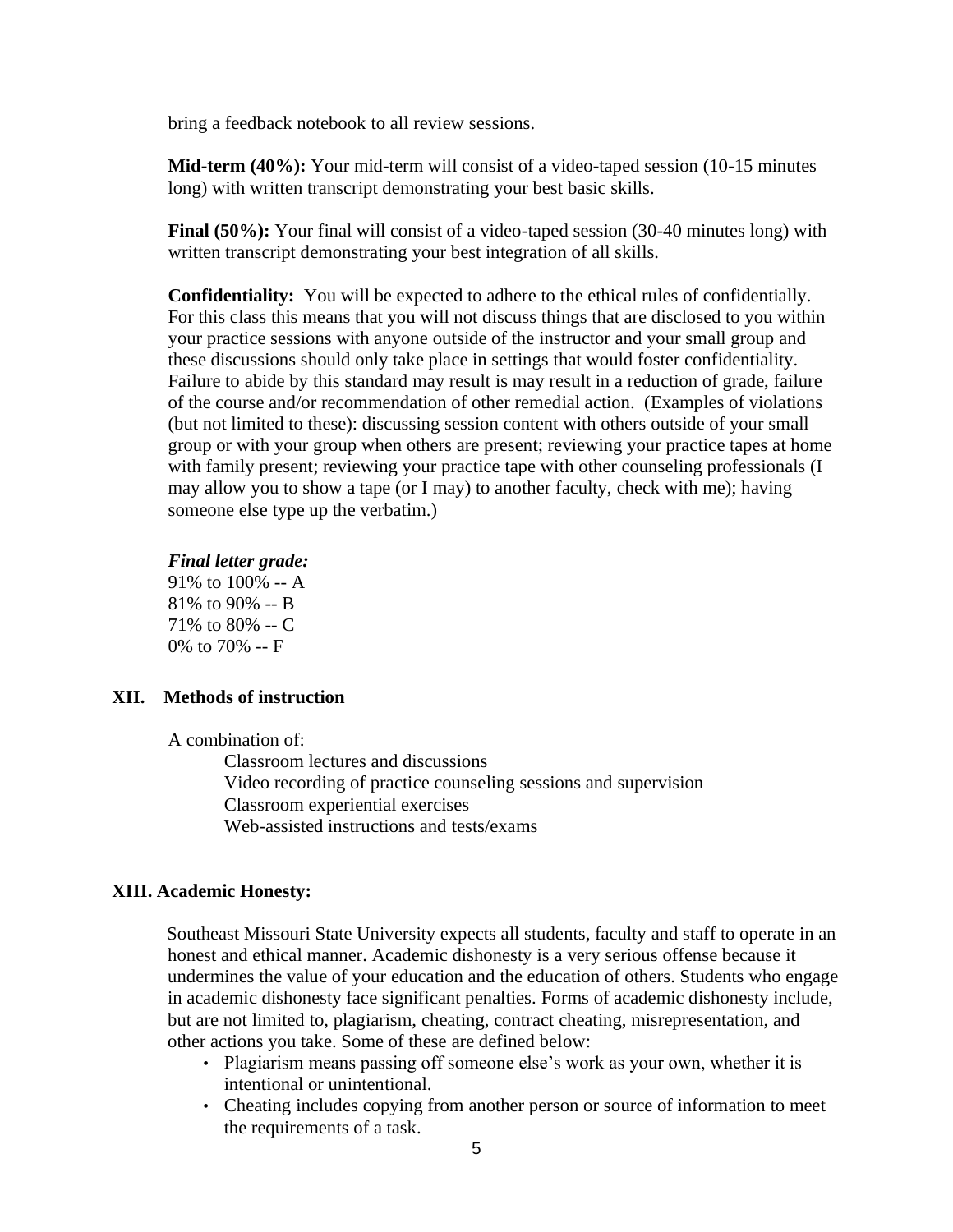bring a feedback notebook to all review sessions.

**Mid-term (40%):** Your mid-term will consist of a video-taped session (10-15 minutes long) with written transcript demonstrating your best basic skills.

**Final (50%):** Your final will consist of a video-taped session (30-40 minutes long) with written transcript demonstrating your best integration of all skills.

**Confidentiality:** You will be expected to adhere to the ethical rules of confidentially. For this class this means that you will not discuss things that are disclosed to you within your practice sessions with anyone outside of the instructor and your small group and these discussions should only take place in settings that would foster confidentiality. Failure to abide by this standard may result is may result in a reduction of grade, failure of the course and/or recommendation of other remedial action. (Examples of violations (but not limited to these): discussing session content with others outside of your small group or with your group when others are present; reviewing your practice tapes at home with family present; reviewing your practice tape with other counseling professionals (I may allow you to show a tape (or I may) to another faculty, check with me); having someone else type up the verbatim.)

***Final letter grade:***
91% to 100% -- A
81% to 90% -- B
71% to 80% -- C
0% to 70% -- F

## XII. Methods of instruction

A combination of:

- Classroom lectures and discussions
- Video recording of practice counseling sessions and supervision
- Classroom experiential exercises
- Web-assisted instructions and tests/exams

## XIII. Academic Honesty:

Southeast Missouri State University expects all students, faculty and staff to operate in an honest and ethical manner. Academic dishonesty is a very serious offense because it undermines the value of your education and the education of others. Students who engage in academic dishonesty face significant penalties. Forms of academic dishonesty include, but are not limited to, plagiarism, cheating, contract cheating, misrepresentation, and other actions you take. Some of these are defined below:

- Plagiarism means passing off someone else's work as your own, whether it is intentional or unintentional.
- Cheating includes copying from another person or source of information to meet the requirements of a task.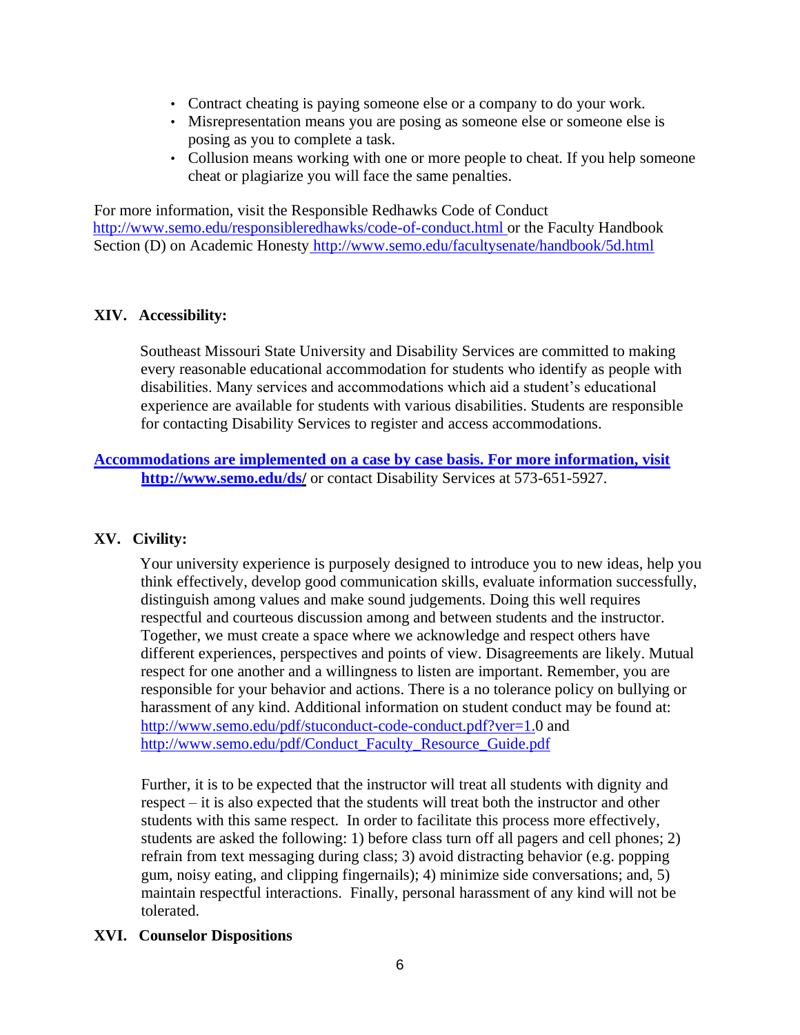- Contract cheating is paying someone else or a company to do your work.
- Misrepresentation means you are posing as someone else or someone else is posing as you to complete a task.
- Collusion means working with one or more people to cheat. If you help someone cheat or plagiarize you will face the same penalties.

For more information, visit the Responsible Redhawks Code of Conduct http://www.semo.edu/responsibleredhawks/code-of-conduct.html or the Faculty Handbook Section (D) on Academic Honesty http://www.semo.edu/facultysenate/handbook/5d.html

## XIV. Accessibility:

Southeast Missouri State University and Disability Services are committed to making every reasonable educational accommodation for students who identify as people with disabilities. Many services and accommodations which aid a student's educational experience are available for students with various disabilities. Students are responsible for contacting Disability Services to register and access accommodations.

**Accommodations are implemented on a case by case basis. For more information, visit http://www.semo.edu/ds/** or contact Disability Services at 573-651-5927.

## XV. Civility:

Your university experience is purposely designed to introduce you to new ideas, help you think effectively, develop good communication skills, evaluate information successfully, distinguish among values and make sound judgements. Doing this well requires respectful and courteous discussion among and between students and the instructor. Together, we must create a space where we acknowledge and respect others have different experiences, perspectives and points of view. Disagreements are likely. Mutual respect for one another and a willingness to listen are important. Remember, you are responsible for your behavior and actions. There is a no tolerance policy on bullying or harassment of any kind. Additional information on student conduct may be found at: http://www.semo.edu/pdf/stuconduct-code-conduct.pdf?ver=1.0 and http://www.semo.edu/pdf/Conduct_Faculty_Resource_Guide.pdf

Further, it is to be expected that the instructor will treat all students with dignity and respect – it is also expected that the students will treat both the instructor and other students with this same respect. In order to facilitate this process more effectively, students are asked the following: 1) before class turn off all pagers and cell phones; 2) refrain from text messaging during class; 3) avoid distracting behavior (e.g. popping gum, noisy eating, and clipping fingernails); 4) minimize side conversations; and, 5) maintain respectful interactions. Finally, personal harassment of any kind will not be tolerated.

## XVI. Counselor Dispositions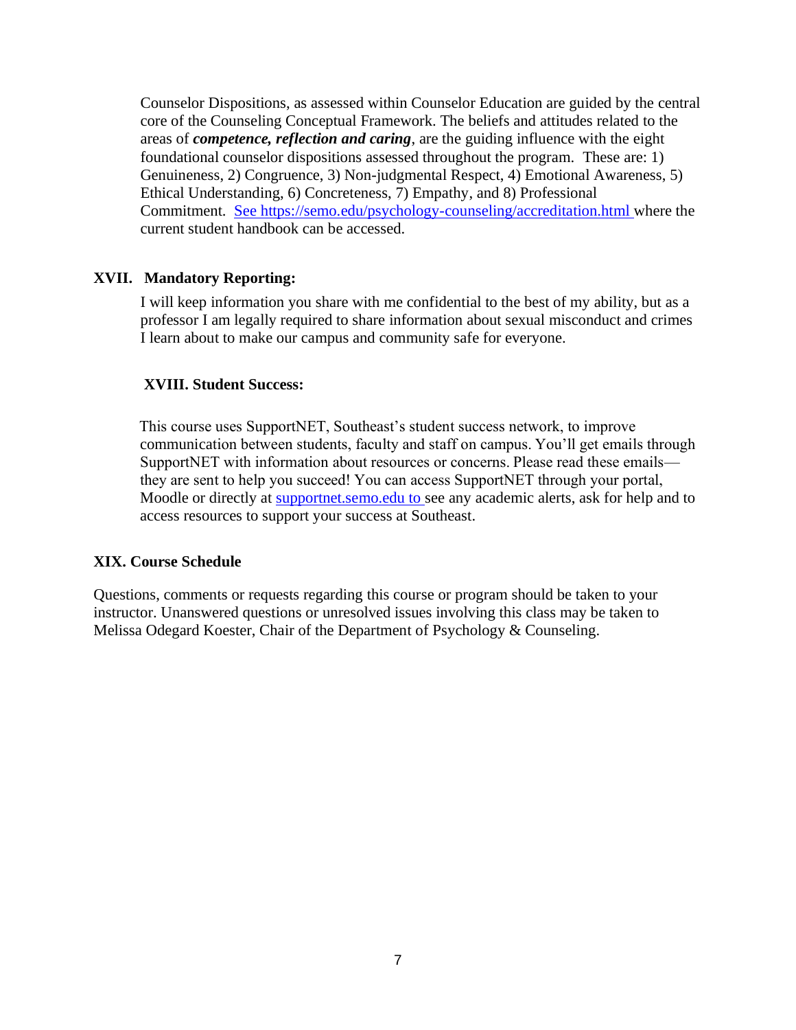Counselor Dispositions, as assessed within Counselor Education are guided by the central core of the Counseling Conceptual Framework. The beliefs and attitudes related to the areas of ***competence, reflection and caring***, are the guiding influence with the eight foundational counselor dispositions assessed throughout the program. These are: 1) Genuineness, 2) Congruence, 3) Non-judgmental Respect, 4) Emotional Awareness, 5) Ethical Understanding, 6) Concreteness, 7) Empathy, and 8) Professional Commitment. See https://semo.edu/psychology-counseling/accreditation.html where the current student handbook can be accessed.

## XVII. Mandatory Reporting:

I will keep information you share with me confidential to the best of my ability, but as a professor I am legally required to share information about sexual misconduct and crimes I learn about to make our campus and community safe for everyone.

## XVIII. Student Success:

This course uses SupportNET, Southeast's student success network, to improve communication between students, faculty and staff on campus. You'll get emails through SupportNET with information about resources or concerns. Please read these emails—they are sent to help you succeed! You can access SupportNET through your portal, Moodle or directly at supportnet.semo.edu to see any academic alerts, ask for help and to access resources to support your success at Southeast.

## XIX. Course Schedule

Questions, comments or requests regarding this course or program should be taken to your instructor. Unanswered questions or unresolved issues involving this class may be taken to Melissa Odegard Koester, Chair of the Department of Psychology & Counseling.